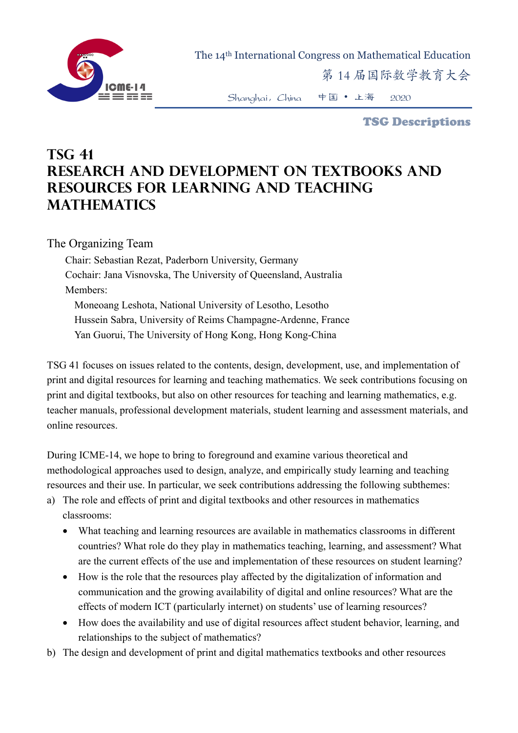# TSG 41
# RESEARCH AND DEVELOPMENT ON TEXTBOOKS AND RESOURCES FOR LEARNING AND TEACHING MATHEMATICS

## The Organizing Team

Chair: Sebastian Rezat, Paderborn University, Germany
Cochair: Jana Visnovska, The University of Queensland, Australia
Members:
  Moneoang Leshota, National University of Lesotho, Lesotho
  Hussein Sabra, University of Reims Champagne-Ardenne, France
  Yan Guorui, The University of Hong Kong, Hong Kong-China

TSG 41 focuses on issues related to the contents, design, development, use, and implementation of print and digital resources for learning and teaching mathematics. We seek contributions focusing on print and digital textbooks, but also on other resources for teaching and learning mathematics, e.g. teacher manuals, professional development materials, student learning and assessment materials, and online resources.

During ICME-14, we hope to bring to foreground and examine various theoretical and methodological approaches used to design, analyze, and empirically study learning and teaching resources and their use. In particular, we seek contributions addressing the following subthemes:

a) The role and effects of print and digital textbooks and other resources in mathematics classrooms:
   - What teaching and learning resources are available in mathematics classrooms in different countries? What role do they play in mathematics teaching, learning, and assessment? What are the current effects of the use and implementation of these resources on student learning?
   - How is the role that the resources play affected by the digitalization of information and communication and the growing availability of digital and online resources? What are the effects of modern ICT (particularly internet) on students' use of learning resources?
   - How does the availability and use of digital resources affect student behavior, learning, and relationships to the subject of mathematics?

b) The design and development of print and digital mathematics textbooks and other resources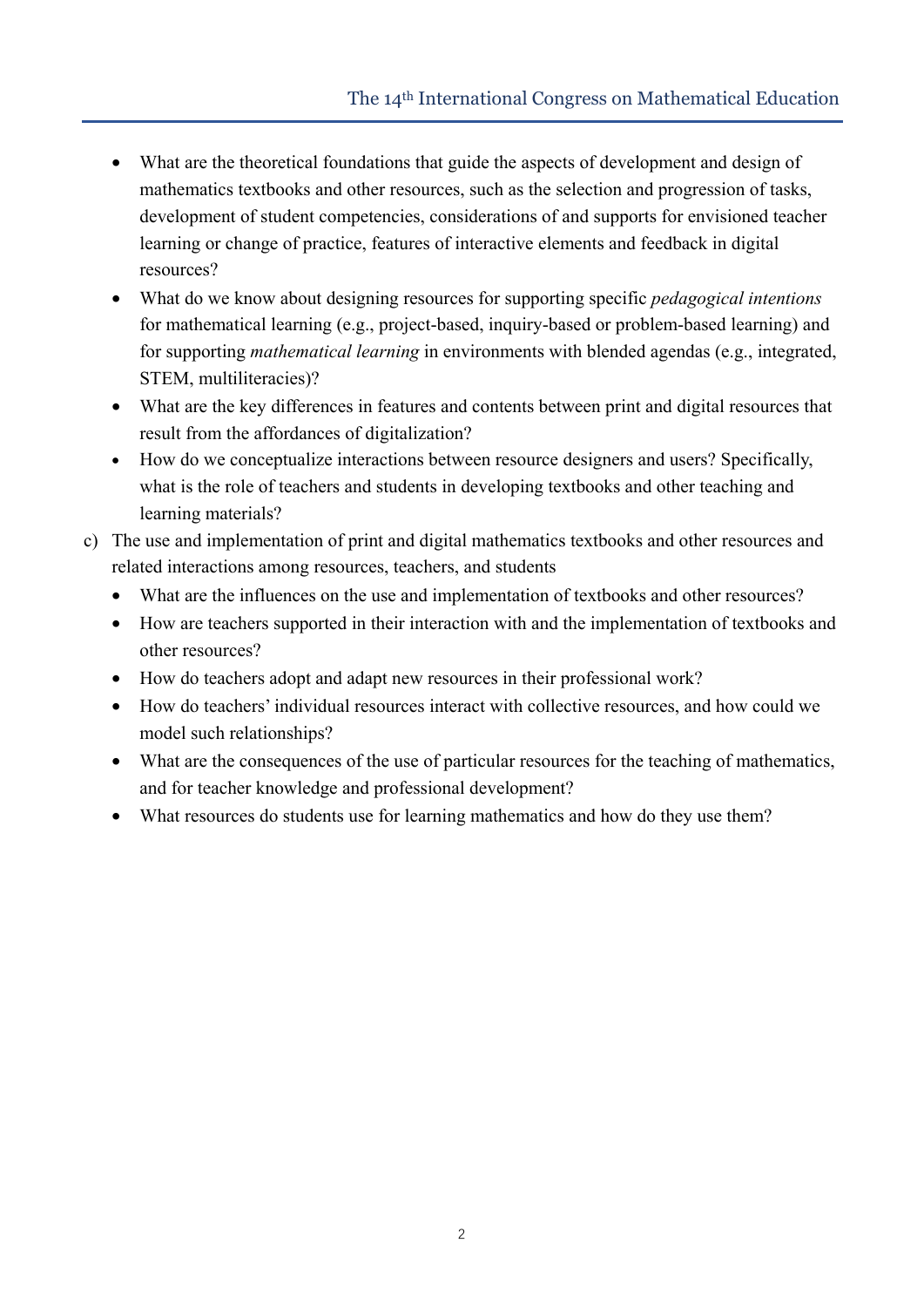- What are the theoretical foundations that guide the aspects of development and design of mathematics textbooks and other resources, such as the selection and progression of tasks, development of student competencies, considerations of and supports for envisioned teacher learning or change of practice, features of interactive elements and feedback in digital resources?
- What do we know about designing resources for supporting specific *pedagogical intentions* for mathematical learning (e.g., project-based, inquiry-based or problem-based learning) and for supporting *mathematical learning* in environments with blended agendas (e.g., integrated, STEM, multiliteracies)?
- What are the key differences in features and contents between print and digital resources that result from the affordances of digitalization?
- How do we conceptualize interactions between resource designers and users? Specifically, what is the role of teachers and students in developing textbooks and other teaching and learning materials?

c) The use and implementation of print and digital mathematics textbooks and other resources and related interactions among resources, teachers, and students

- What are the influences on the use and implementation of textbooks and other resources?
- How are teachers supported in their interaction with and the implementation of textbooks and other resources?
- How do teachers adopt and adapt new resources in their professional work?
- How do teachers' individual resources interact with collective resources, and how could we model such relationships?
- What are the consequences of the use of particular resources for the teaching of mathematics, and for teacher knowledge and professional development?
- What resources do students use for learning mathematics and how do they use them?